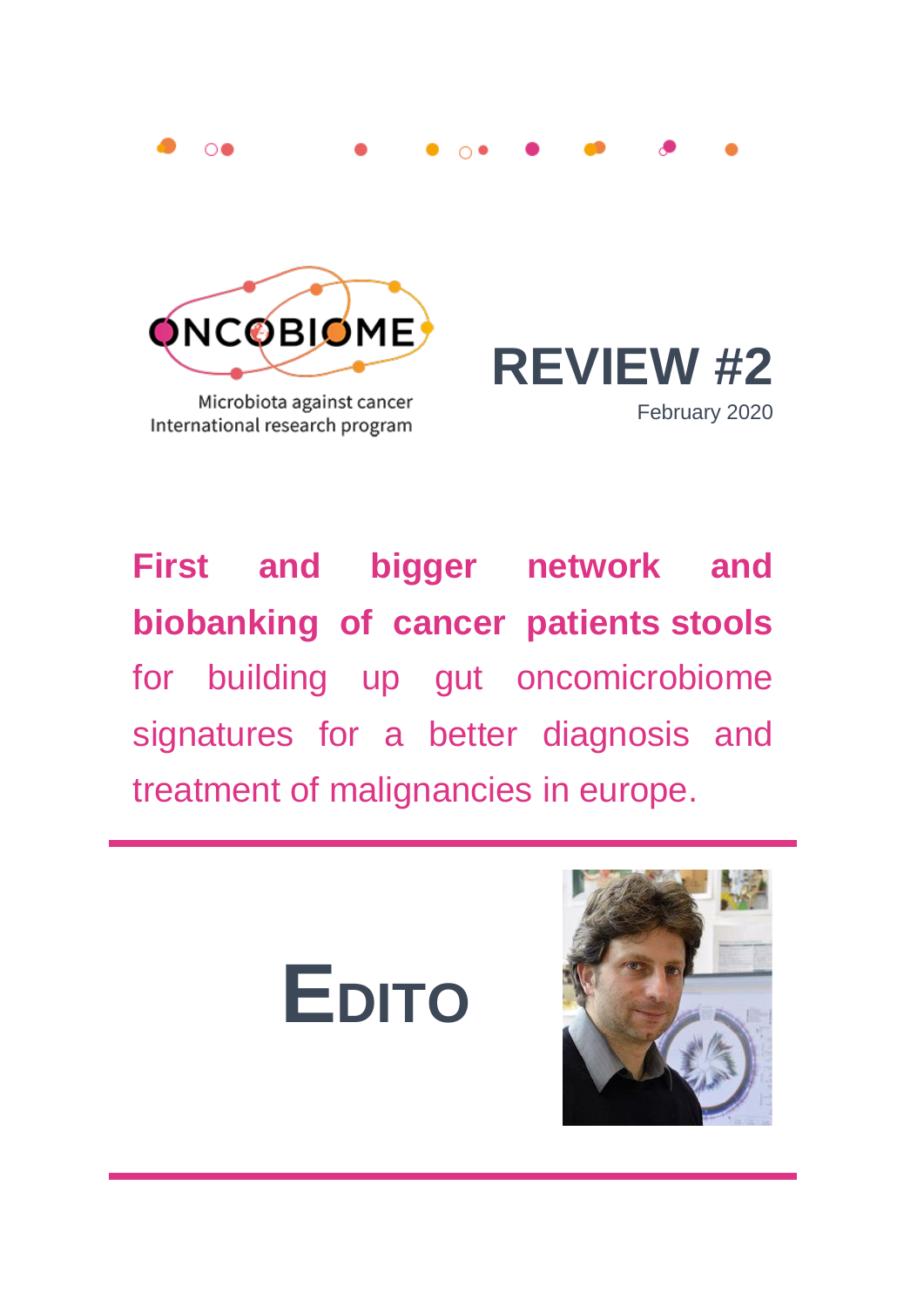ONCOBIOME

Microbiota against cancer
International research program

# REVIEW #2

February 2020

**First and bigger network and biobanking of cancer patients stools** for building up gut oncomicrobiome signatures for a better diagnosis and treatment of malignancies in europe.

## EDITO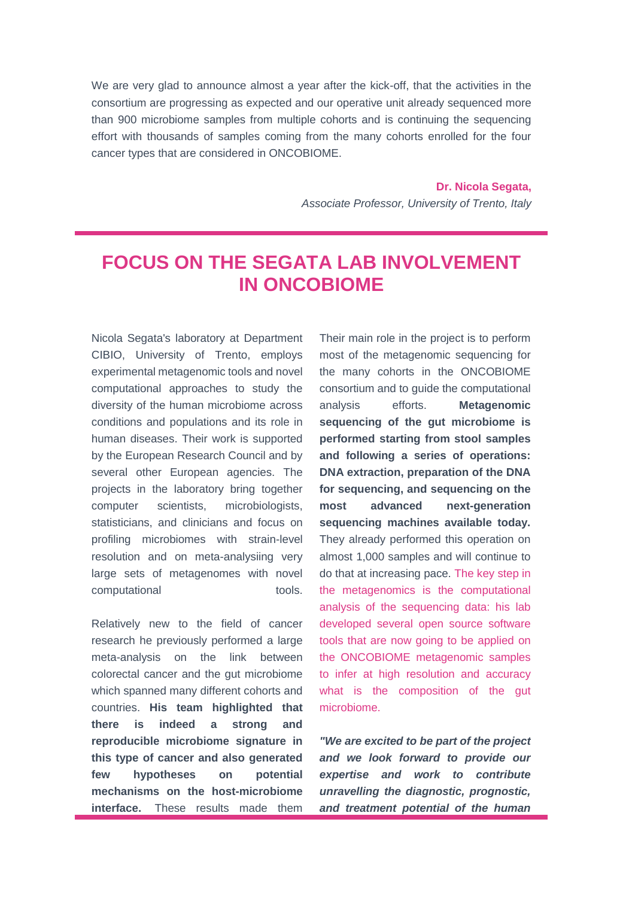We are very glad to announce almost a year after the kick-off, that the activities in the consortium are progressing as expected and our operative unit already sequenced more than 900 microbiome samples from multiple cohorts and is continuing the sequencing effort with thousands of samples coming from the many cohorts enrolled for the four cancer types that are considered in ONCOBIOME.

**Dr. Nicola Segata,**
*Associate Professor, University of Trento, Italy*

---

# FOCUS ON THE SEGATA LAB INVOLVEMENT IN ONCOBIOME

Nicola Segata's laboratory at Department CIBIO, University of Trento, employs experimental metagenomic tools and novel computational approaches to study the diversity of the human microbiome across conditions and populations and its role in human diseases. Their work is supported by the European Research Council and by several other European agencies. The projects in the laboratory bring together computer scientists, microbiologists, statisticians, and clinicians and focus on profiling microbiomes with strain-level resolution and on meta-analysiing very large sets of metagenomes with novel computational tools.

Relatively new to the field of cancer research he previously performed a large meta-analysis on the link between colorectal cancer and the gut microbiome which spanned many different cohorts and countries. **His team highlighted that there is indeed a strong and reproducible microbiome signature in this type of cancer and also generated few hypotheses on potential mechanisms on the host-microbiome interface.** These results made them

Their main role in the project is to perform most of the metagenomic sequencing for the many cohorts in the ONCOBIOME consortium and to guide the computational analysis efforts. **Metagenomic sequencing of the gut microbiome is performed starting from stool samples and following a series of operations: DNA extraction, preparation of the DNA for sequencing, and sequencing on the most advanced next-generation sequencing machines available today.** They already performed this operation on almost 1,000 samples and will continue to do that at increasing pace. The key step in the metagenomics is the computational analysis of the sequencing data: his lab developed several open source software tools that are now going to be applied on the ONCOBIOME metagenomic samples to infer at high resolution and accuracy what is the composition of the gut microbiome.

***"We are excited to be part of the project and we look forward to provide our expertise and work to contribute unravelling the diagnostic, prognostic, and treatment potential of the human***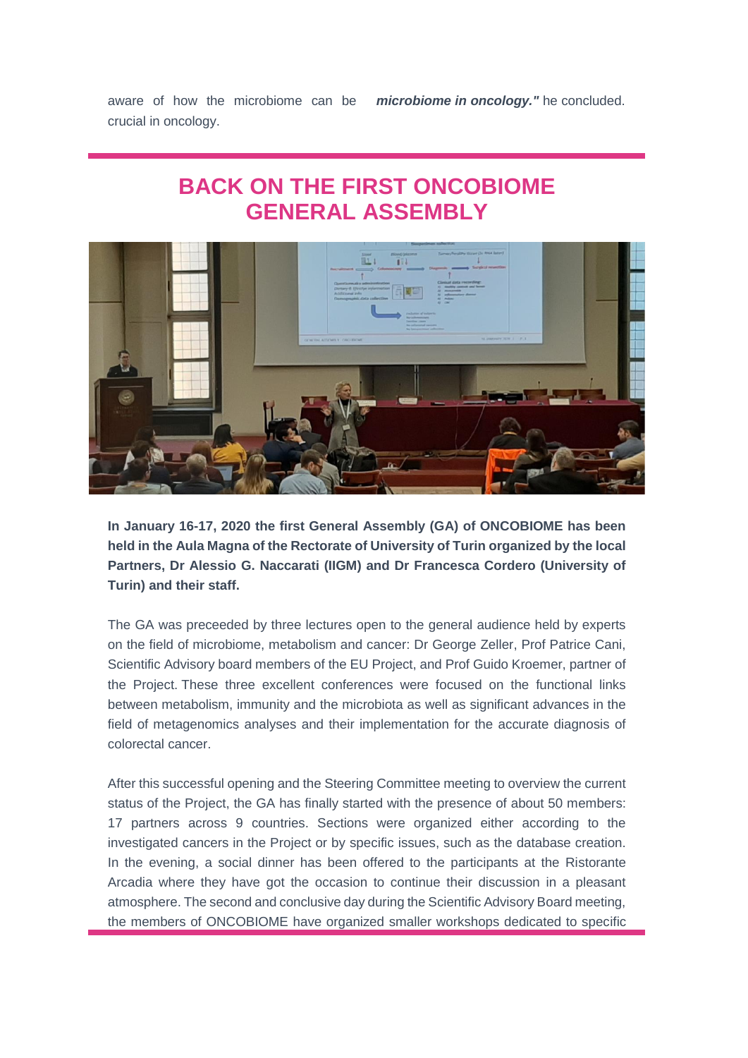aware of how the microbiome can be crucial in oncology.

***microbiome in oncology."*** he concluded.

## BACK ON THE FIRST ONCOBIOME GENERAL ASSEMBLY

**In January 16-17, 2020 the first General Assembly (GA) of ONCOBIOME has been held in the Aula Magna of the Rectorate of University of Turin organized by the local Partners, Dr Alessio G. Naccarati (IIGM) and Dr Francesca Cordero (University of Turin) and their staff.**

The GA was preceeded by three lectures open to the general audience held by experts on the field of microbiome, metabolism and cancer: Dr George Zeller, Prof Patrice Cani, Scientific Advisory board members of the EU Project, and Prof Guido Kroemer, partner of the Project. These three excellent conferences were focused on the functional links between metabolism, immunity and the microbiota as well as significant advances in the field of metagenomics analyses and their implementation for the accurate diagnosis of colorectal cancer.

After this successful opening and the Steering Committee meeting to overview the current status of the Project, the GA has finally started with the presence of about 50 members: 17 partners across 9 countries. Sections were organized either according to the investigated cancers in the Project or by specific issues, such as the database creation. In the evening, a social dinner has been offered to the participants at the Ristorante Arcadia where they have got the occasion to continue their discussion in a pleasant atmosphere. The second and conclusive day during the Scientific Advisory Board meeting, the members of ONCOBIOME have organized smaller workshops dedicated to specific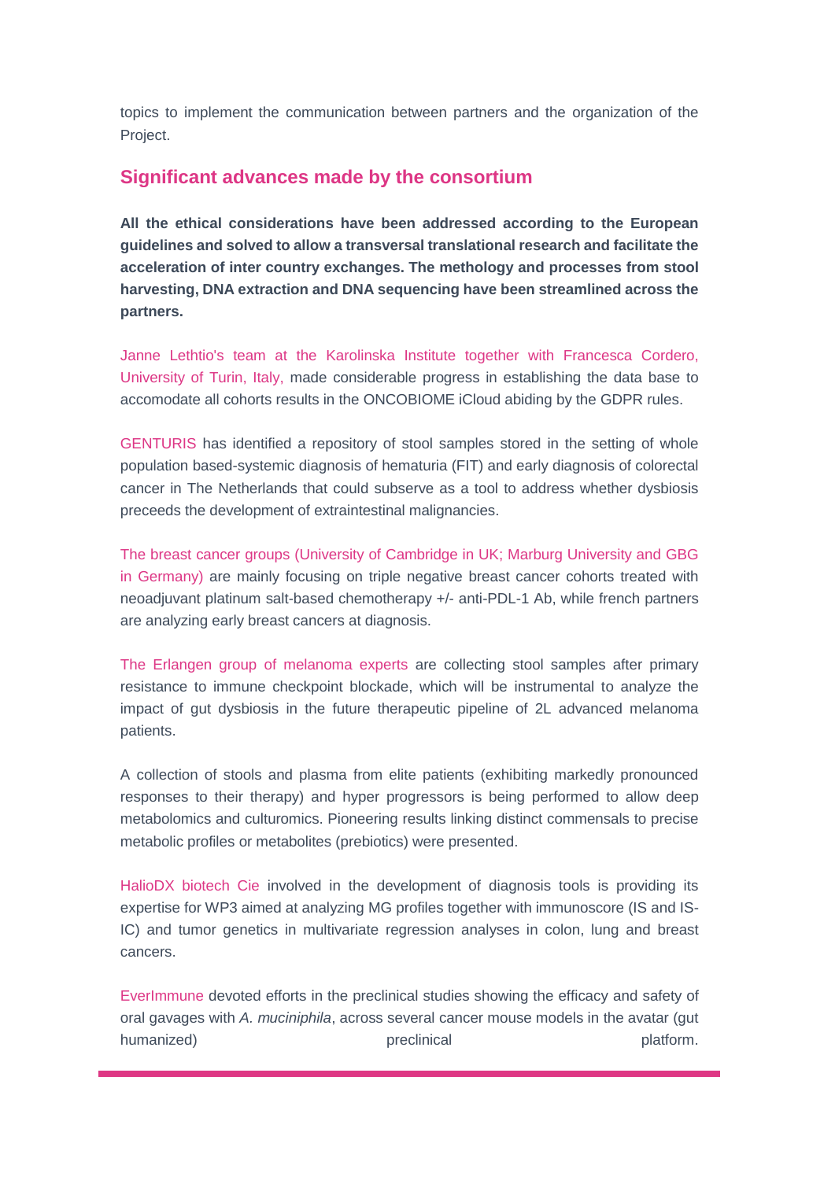topics to implement the communication between partners and the organization of the Project.

## Significant advances made by the consortium

**All the ethical considerations have been addressed according to the European guidelines and solved to allow a transversal translational research and facilitate the acceleration of inter country exchanges. The methology and processes from stool harvesting, DNA extraction and DNA sequencing have been streamlined across the partners.**

Janne Lethtio's team at the Karolinska Institute together with Francesca Cordero, University of Turin, Italy, made considerable progress in establishing the data base to accomodate all cohorts results in the ONCOBIOME iCloud abiding by the GDPR rules.

GENTURIS has identified a repository of stool samples stored in the setting of whole population based-systemic diagnosis of hematuria (FIT) and early diagnosis of colorectal cancer in The Netherlands that could subserve as a tool to address whether dysbiosis preceeds the development of extraintestinal malignancies.

The breast cancer groups (University of Cambridge in UK; Marburg University and GBG in Germany) are mainly focusing on triple negative breast cancer cohorts treated with neoadjuvant platinum salt-based chemotherapy +/- anti-PDL-1 Ab, while french partners are analyzing early breast cancers at diagnosis.

The Erlangen group of melanoma experts are collecting stool samples after primary resistance to immune checkpoint blockade, which will be instrumental to analyze the impact of gut dysbiosis in the future therapeutic pipeline of 2L advanced melanoma patients.

A collection of stools and plasma from elite patients (exhibiting markedly pronounced responses to their therapy) and hyper progressors is being performed to allow deep metabolomics and culturomics. Pioneering results linking distinct commensals to precise metabolic profiles or metabolites (prebiotics) were presented.

HalioDX biotech Cie involved in the development of diagnosis tools is providing its expertise for WP3 aimed at analyzing MG profiles together with immunoscore (IS and IS-IC) and tumor genetics in multivariate regression analyses in colon, lung and breast cancers.

EverImmune devoted efforts in the preclinical studies showing the efficacy and safety of oral gavages with *A. muciniphila*, across several cancer mouse models in the avatar (gut humanized) preclinical platform.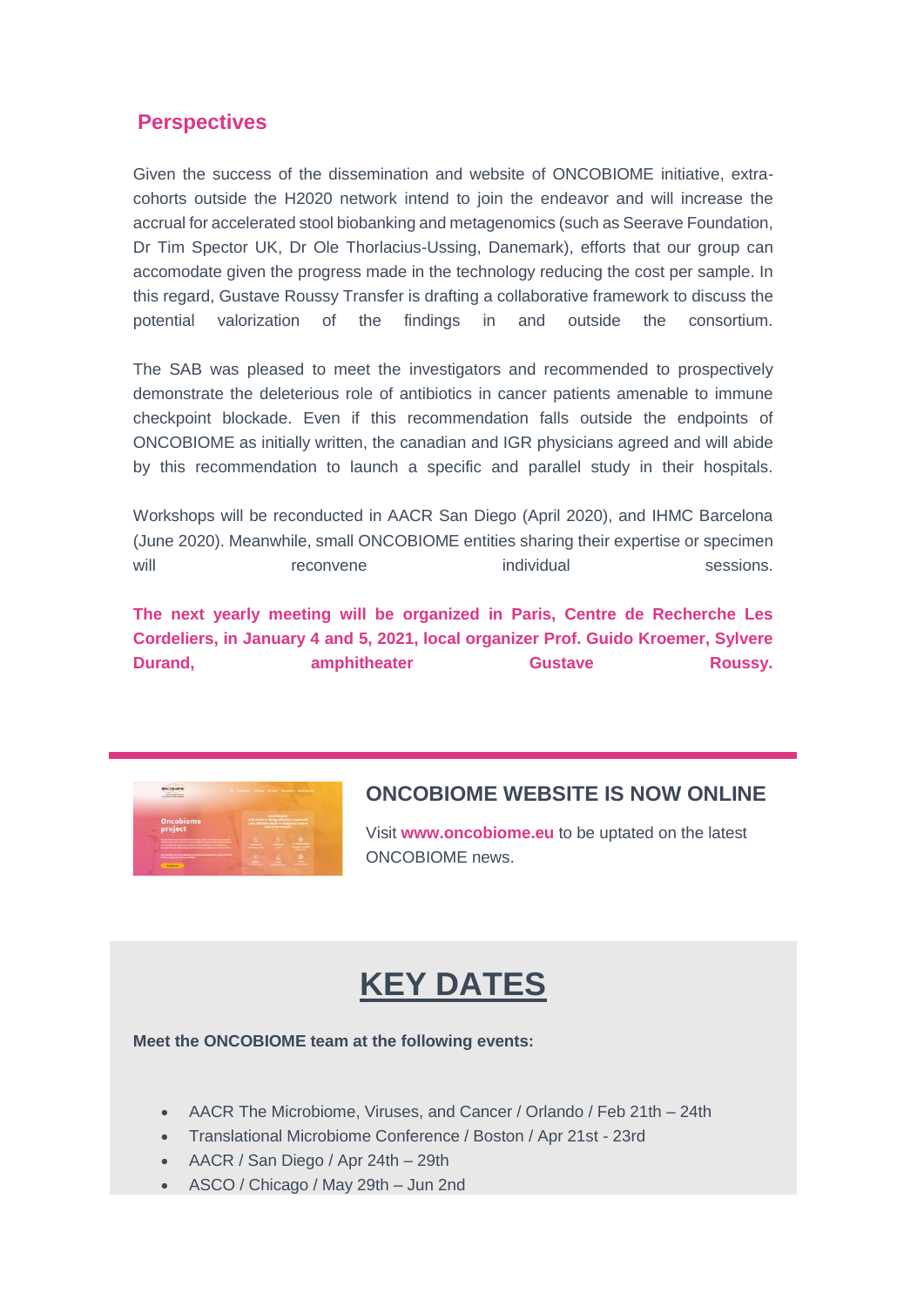## Perspectives

Given the success of the dissemination and website of ONCOBIOME initiative, extra-cohorts outside the H2020 network intend to join the endeavor and will increase the accrual for accelerated stool biobanking and metagenomics (such as Seerave Foundation, Dr Tim Spector UK, Dr Ole Thorlacius-Ussing, Danemark), efforts that our group can accomodate given the progress made in the technology reducing the cost per sample. In this regard, Gustave Roussy Transfer is drafting a collaborative framework to discuss the potential valorization of the findings in and outside the consortium.

The SAB was pleased to meet the investigators and recommended to prospectively demonstrate the deleterious role of antibiotics in cancer patients amenable to immune checkpoint blockade. Even if this recommendation falls outside the endpoints of ONCOBIOME as initially written, the canadian and IGR physicians agreed and will abide by this recommendation to launch a specific and parallel study in their hospitals.

Workshops will be reconducted in AACR San Diego (April 2020), and IHMC Barcelona (June 2020). Meanwhile, small ONCOBIOME entities sharing their expertise or specimen will reconvene individual sessions.

**The next yearly meeting will be organized in Paris, Centre de Recherche Les Cordeliers, in January 4 and 5, 2021, local organizer Prof. Guido Kroemer, Sylvere Durand, amphitheater Gustave Roussy.**

---

## ONCOBIOME WEBSITE IS NOW ONLINE

Visit **www.oncobiome.eu** to be uptated on the latest ONCOBIOME news.

# KEY DATES

**Meet the ONCOBIOME team at the following events:**

- AACR The Microbiome, Viruses, and Cancer / Orlando / Feb 21th – 24th
- Translational Microbiome Conference / Boston / Apr 21st - 23rd
- AACR / San Diego / Apr 24th – 29th
- ASCO / Chicago / May 29th – Jun 2nd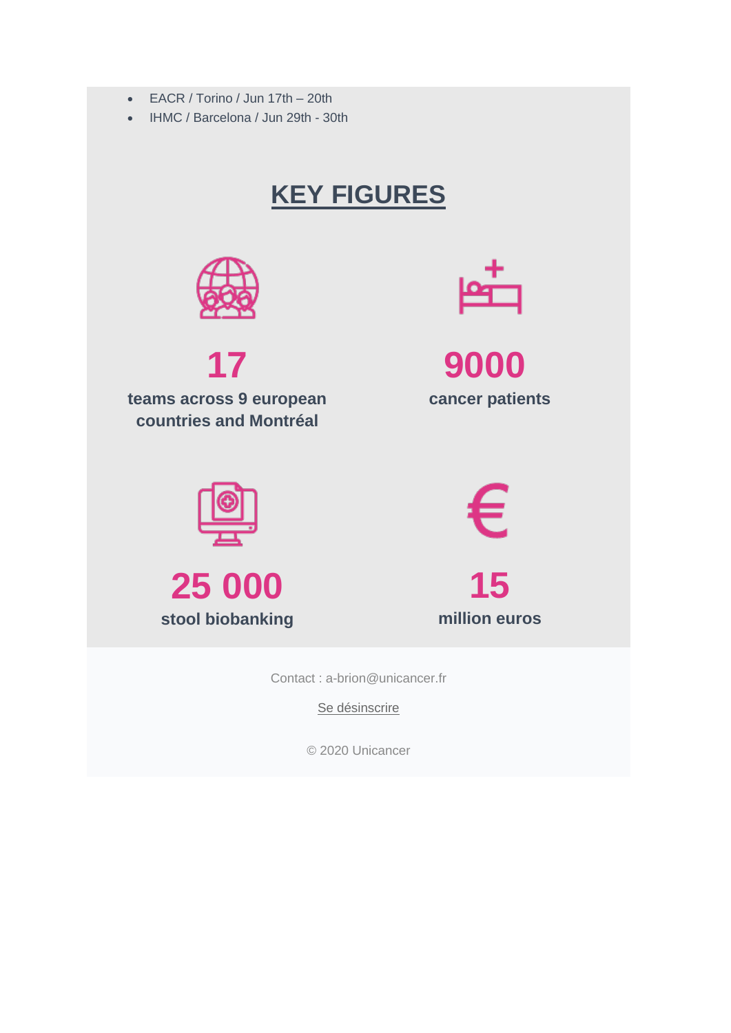- EACR / Torino / Jun 17th – 20th
- IHMC / Barcelona / Jun 29th - 30th

## KEY FIGURES

**17**

**teams across 9 european countries and Montréal**

**9000**

**cancer patients**

**25 000**

**stool biobanking**

**15**

**million euros**

Contact : a-brion@unicancer.fr

Se désinscrire

© 2020 Unicancer